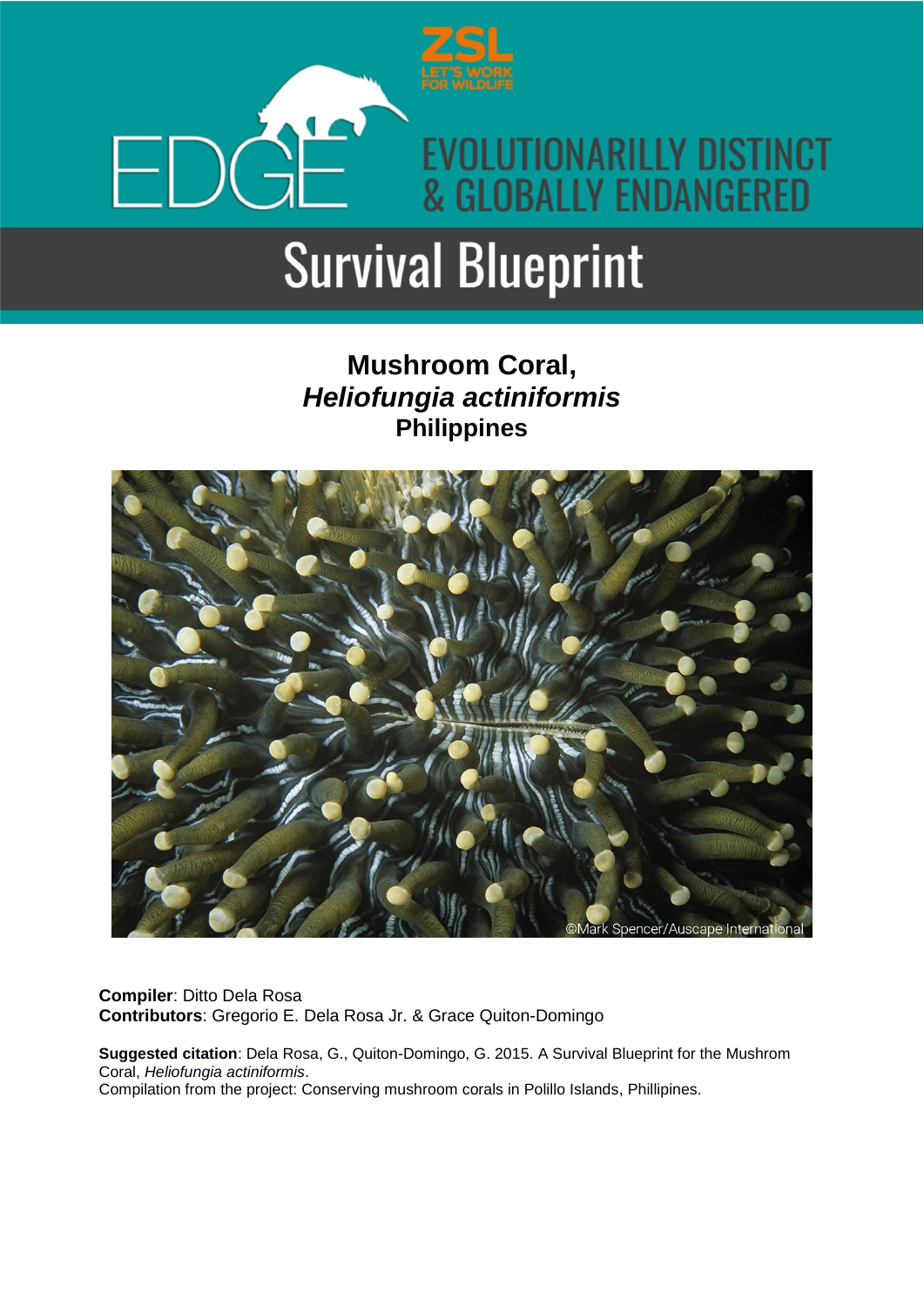ZSL LET'S WORK FOR WILDLIFE

EDGE EVOLUTIONARILLY DISTINCT & GLOBALLY ENDANGERED

# Survival Blueprint

## Mushroom Coral, *Heliofungia actiniformis* Philippines

©Mark Spencer/Auscape International

**Compiler**: Ditto Dela Rosa
**Contributors**: Gregorio E. Dela Rosa Jr. & Grace Quiton-Domingo

**Suggested citation**: Dela Rosa, G., Quiton-Domingo, G. 2015. A Survival Blueprint for the Mushrom Coral, *Heliofungia actiniformis*.
Compilation from the project: Conserving mushroom corals in Polillo Islands, Phillipines.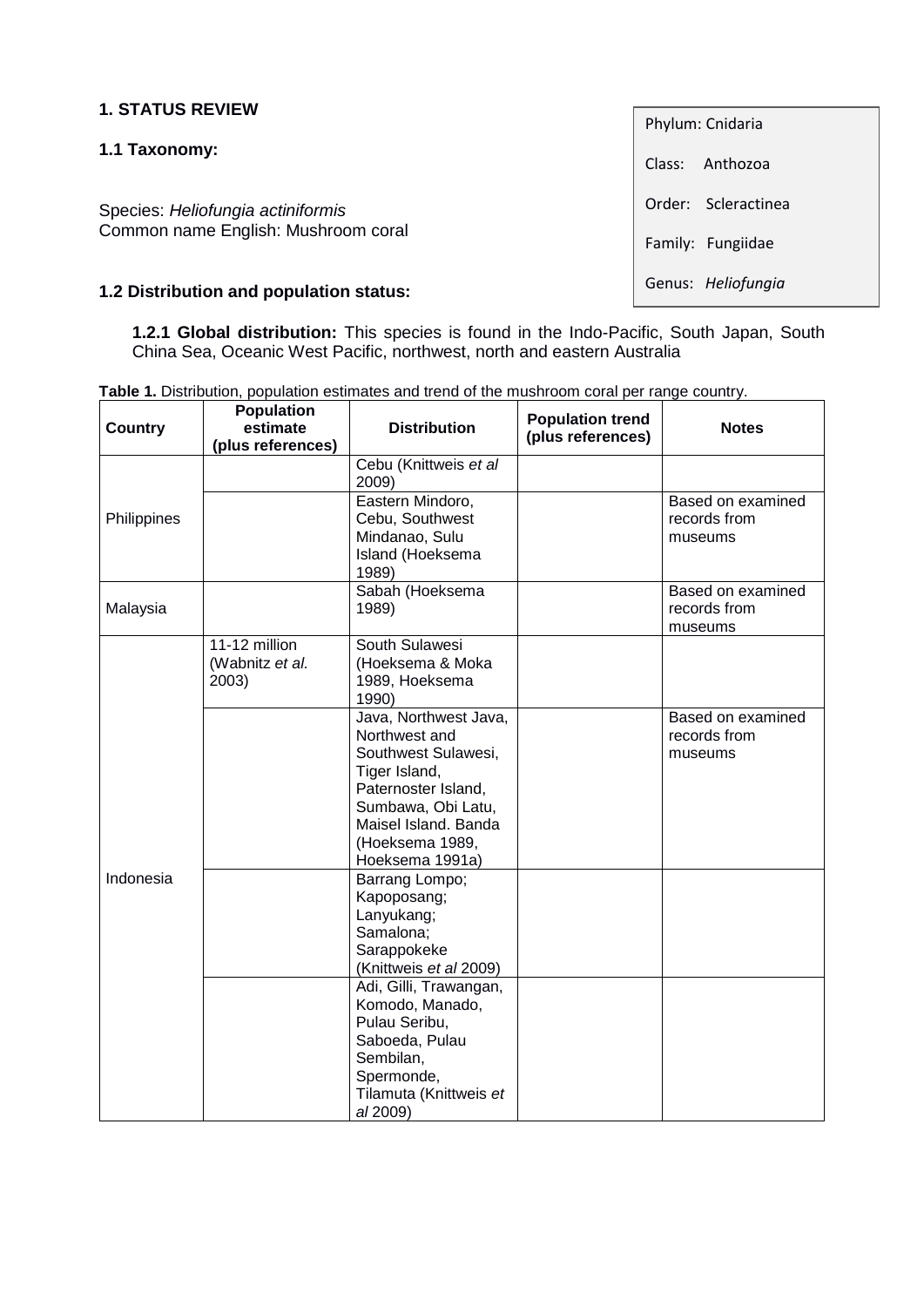## 1. STATUS REVIEW

### 1.1 Taxonomy:

Phylum: Cnidaria

Class: Anthozoa

Order: Scleractinea

Family: Fungiidae

Genus: *Heliofungia*

Species: *Heliofungia actiniformis*
Common name English: Mushroom coral

### 1.2 Distribution and population status:

**1.2.1 Global distribution:** This species is found in the Indo-Pacific, South Japan, South China Sea, Oceanic West Pacific, northwest, north and eastern Australia

**Table 1.** Distribution, population estimates and trend of the mushroom coral per range country.

| Country | Population estimate (plus references) | Distribution | Population trend (plus references) | Notes |
|---|---|---|---|---|
| Philippines | | Cebu (Knittweis *et al* 2009) | | |
| | | Eastern Mindoro, Cebu, Southwest Mindanao, Sulu Island (Hoeksema 1989) | | Based on examined records from museums |
| Malaysia | | Sabah (Hoeksema 1989) | | Based on examined records from museums |
| Indonesia | 11-12 million (Wabnitz *et al.* 2003) | South Sulawesi (Hoeksema & Moka 1989, Hoeksema 1990) | | |
| | | Java, Northwest Java, Northwest and Southwest Sulawesi, Tiger Island, Paternoster Island, Sumbawa, Obi Latu, Maisel Island. Banda (Hoeksema 1989, Hoeksema 1991a) | | Based on examined records from museums |
| | | Barrang Lompo; Kapoposang; Lanyukang; Samalona; Sarappokeke (Knittweis *et al* 2009) | | |
| | | Adi, Gilli, Trawangan, Komodo, Manado, Pulau Seribu, Saboeda, Pulau Sembilan, Spermonde, Tilamuta (Knittweis *et al* 2009) | | |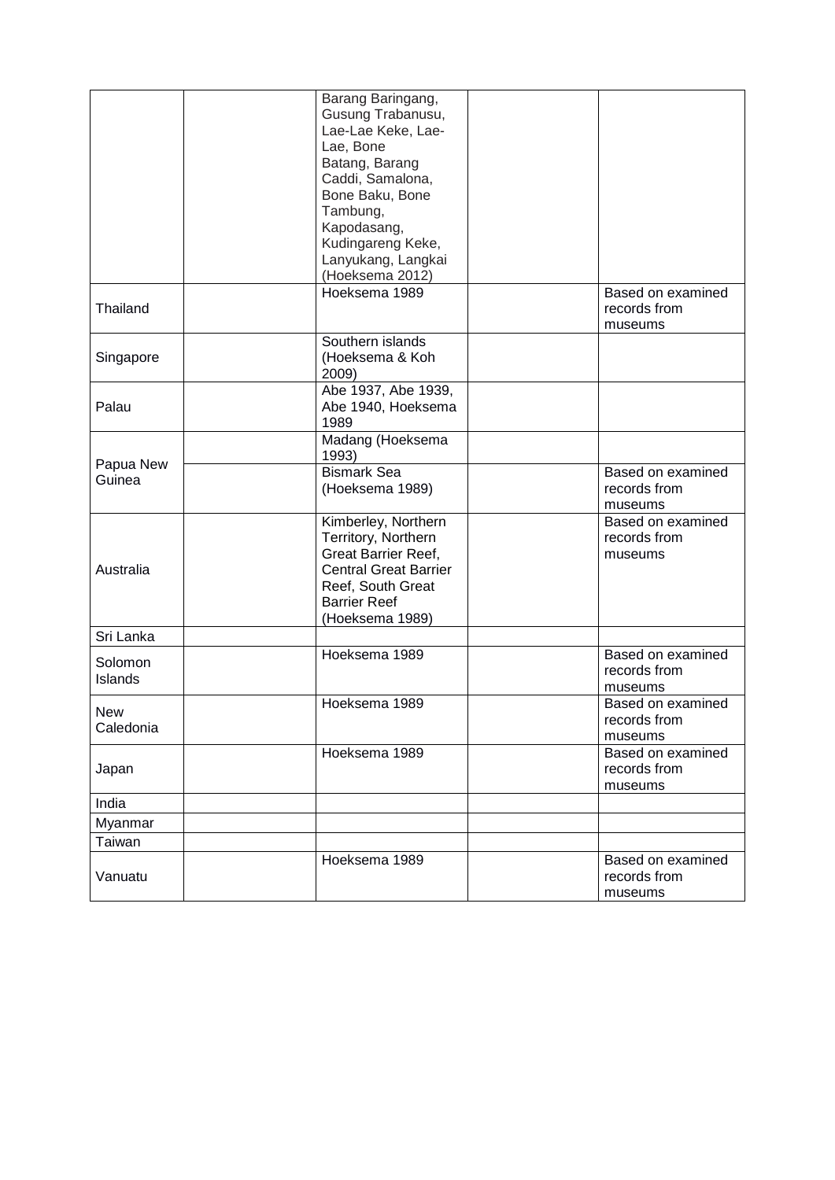| | | | | |
|---|---|---|---|---|
| | | Barang Baringang, Gusung Trabanusu, Lae-Lae Keke, Lae-Lae, Bone Batang, Barang Caddi, Samalona, Bone Baku, Bone Tambung, Kapodasang, Kudingareng Keke, Lanyukang, Langkai (Hoeksema 2012) | | |
| Thailand | | Hoeksema 1989 | | Based on examined records from museums |
| Singapore | | Southern islands (Hoeksema & Koh 2009) | | |
| Palau | | Abe 1937, Abe 1939, Abe 1940, Hoeksema 1989 | | |
| Papua New Guinea | | Madang (Hoeksema 1993) | | |
| | | Bismark Sea (Hoeksema 1989) | | Based on examined records from museums |
| Australia | | Kimberley, Northern Territory, Northern Great Barrier Reef, Central Great Barrier Reef, South Great Barrier Reef (Hoeksema 1989) | | Based on examined records from museums |
| Sri Lanka | | | | |
| Solomon Islands | | Hoeksema 1989 | | Based on examined records from museums |
| New Caledonia | | Hoeksema 1989 | | Based on examined records from museums |
| Japan | | Hoeksema 1989 | | Based on examined records from museums |
| India | | | | |
| Myanmar | | | | |
| Taiwan | | | | |
| Vanuatu | | Hoeksema 1989 | | Based on examined records from museums |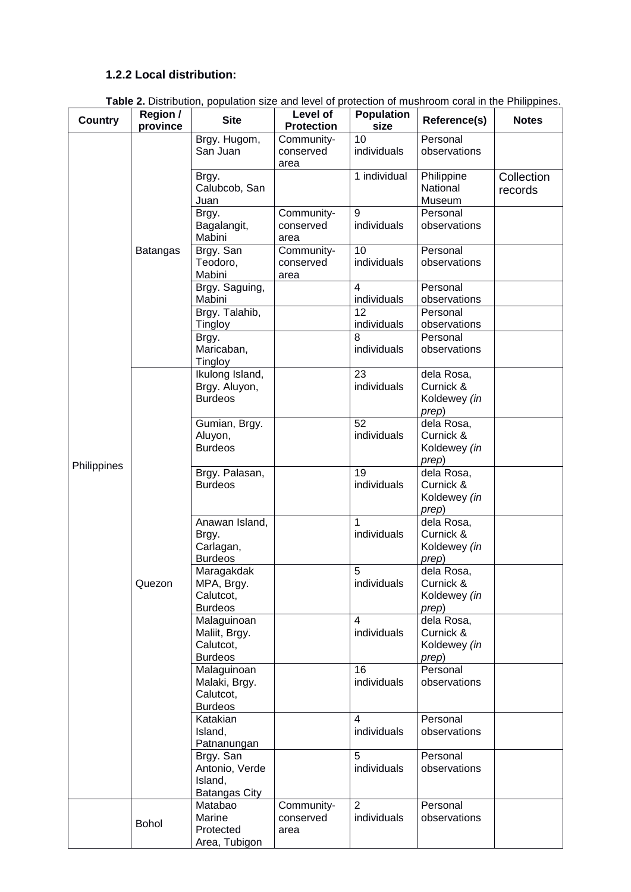### 1.2.2 Local distribution:

**Table 2.** Distribution, population size and level of protection of mushroom coral in the Philippines.

| Country | Region / province | Site | Level of Protection | Population size | Reference(s) | Notes |
|---|---|---|---|---|---|---|
| Philippines | Batangas | Brgy. Hugom, San Juan | Community-conserved area | 10 individuals | Personal observations | |
| | | Brgy. Calubcob, San Juan | | 1 individual | Philippine National Museum | Collection records |
| | | Brgy. Bagalangit, Mabini | Community-conserved area | 9 individuals | Personal observations | |
| | | Brgy. San Teodoro, Mabini | Community-conserved area | 10 individuals | Personal observations | |
| | | Brgy. Saguing, Mabini | | 4 individuals | Personal observations | |
| | | Brgy. Talahib, Tingloy | | 12 individuals | Personal observations | |
| | | Brgy. Maricaban, Tingloy | | 8 individuals | Personal observations | |
| | Quezon | Ikulong Island, Brgy. Aluyon, Burdeos | | 23 individuals | dela Rosa, Curnick & Koldewey *(in prep)* | |
| | | Gumian, Brgy. Aluyon, Burdeos | | 52 individuals | dela Rosa, Curnick & Koldewey *(in prep)* | |
| | | Brgy. Palasan, Burdeos | | 19 individuals | dela Rosa, Curnick & Koldewey *(in prep)* | |
| | | Anawan Island, Brgy. Carlagan, Burdeos | | 1 individuals | dela Rosa, Curnick & Koldewey *(in prep)* | |
| | | Maragakdak MPA, Brgy. Calutcot, Burdeos | | 5 individuals | dela Rosa, Curnick & Koldewey *(in prep)* | |
| | | Malaguinoan Maliit, Brgy. Calutcot, Burdeos | | 4 individuals | dela Rosa, Curnick & Koldewey *(in prep)* | |
| | | Malaguinoan Malaki, Brgy. Calutcot, Burdeos | | 16 individuals | Personal observations | |
| | | Katakian Island, Patnanungan | | 4 individuals | Personal observations | |
| | | Brgy. San Antonio, Verde Island, Batangas City | | 5 individuals | Personal observations | |
| | Bohol | Matabao Marine Protected Area, Tubigon | Community-conserved area | 2 individuals | Personal observations | |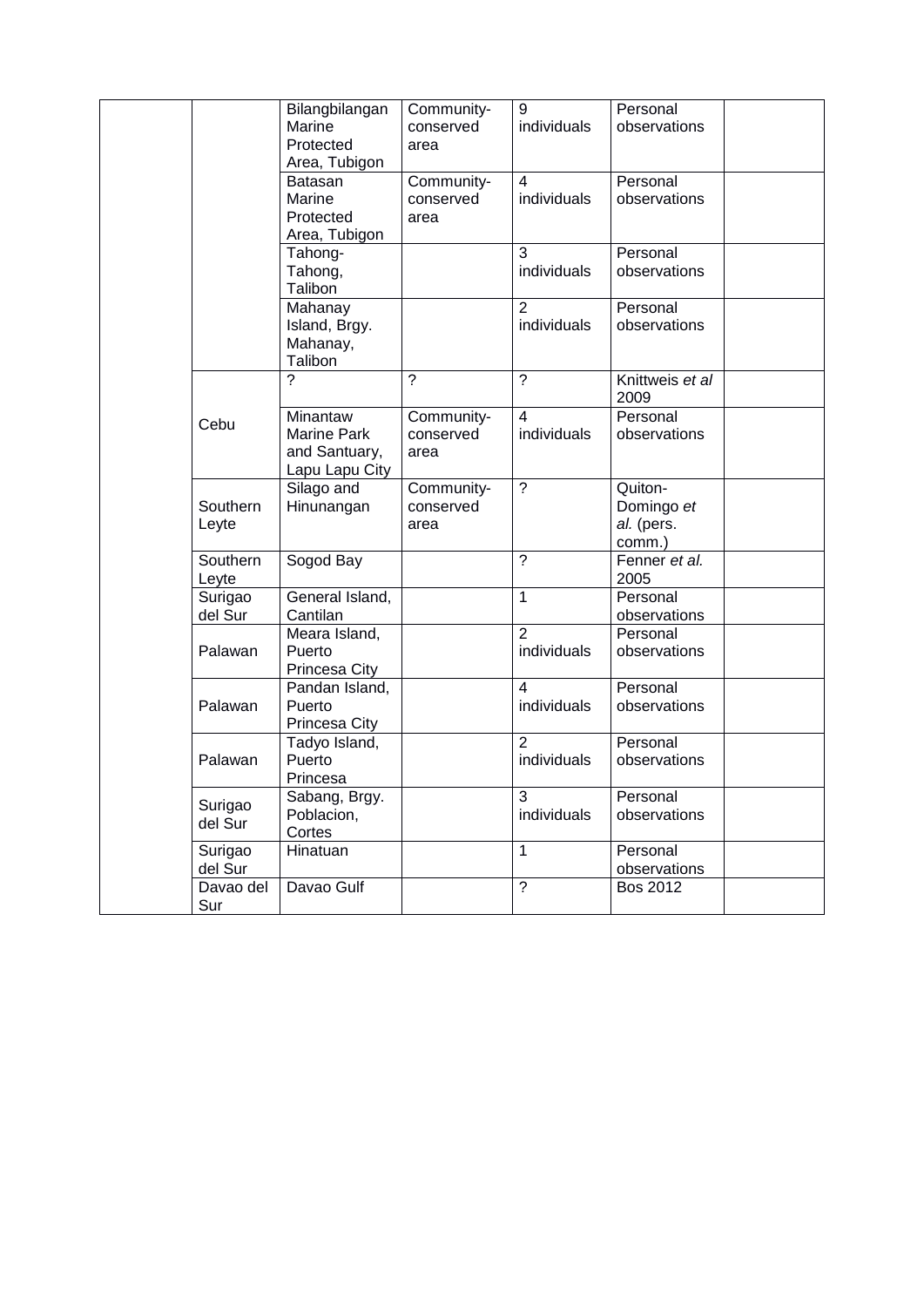| | | | | | | |
|---|---|---|---|---|---|---|
| | | Bilangbilangan Marine Protected Area, Tubigon | Community-conserved area | 9 individuals | Personal observations | |
| | | Batasan Marine Protected Area, Tubigon | Community-conserved area | 4 individuals | Personal observations | |
| | | Tahong-Tahong, Talibon | | 3 individuals | Personal observations | |
| | | Mahanay Island, Brgy. Mahanay, Talibon | | 2 individuals | Personal observations | |
| | Cebu | ? | ? | ? | Knittweis *et al* 2009 | |
| | | Minantaw Marine Park and Santuary, Lapu Lapu City | Community-conserved area | 4 individuals | Personal observations | |
| | Southern Leyte | Silago and Hinunangan | Community-conserved area | ? | Quiton-Domingo *et al.* (pers. comm.) | |
| | Southern Leyte | Sogod Bay | | ? | Fenner *et al.* 2005 | |
| | Surigao del Sur | General Island, Cantilan | | 1 | Personal observations | |
| | Palawan | Meara Island, Puerto Princesa City | | 2 individuals | Personal observations | |
| | Palawan | Pandan Island, Puerto Princesa City | | 4 individuals | Personal observations | |
| | Palawan | Tadyo Island, Puerto Princesa | | 2 individuals | Personal observations | |
| | Surigao del Sur | Sabang, Brgy. Poblacion, Cortes | | 3 individuals | Personal observations | |
| | Surigao del Sur | Hinatuan | | 1 | Personal observations | |
| | Davao del Sur | Davao Gulf | | ? | Bos 2012 | |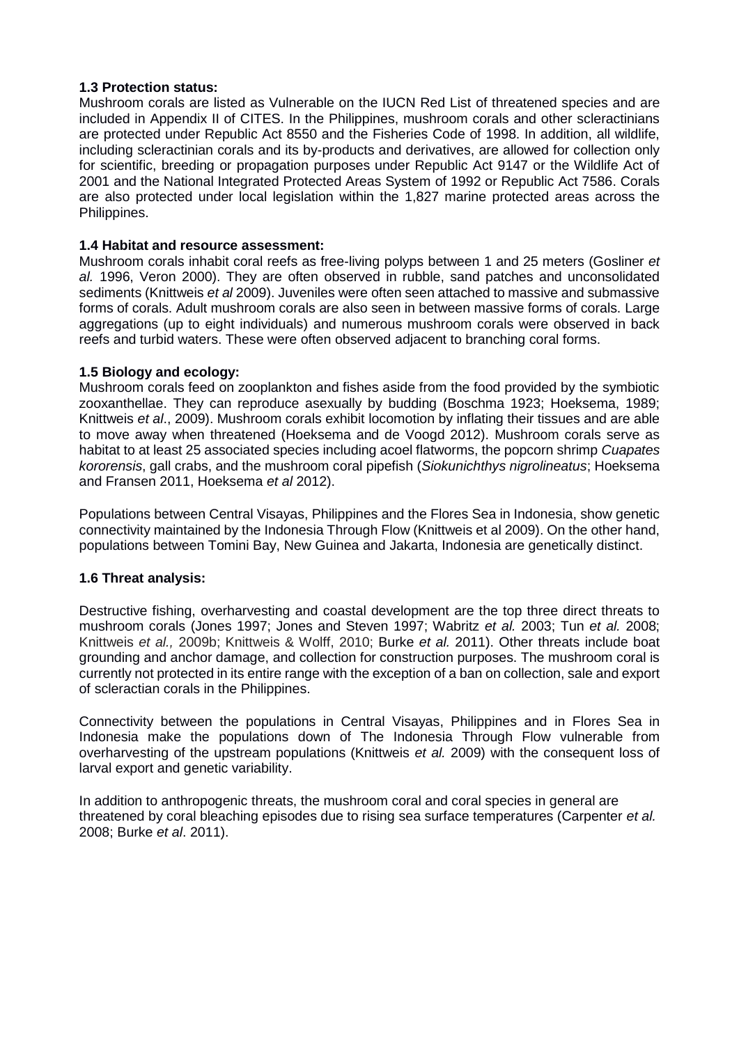### 1.3 Protection status:

Mushroom corals are listed as Vulnerable on the IUCN Red List of threatened species and are included in Appendix II of CITES. In the Philippines, mushroom corals and other scleractinians are protected under Republic Act 8550 and the Fisheries Code of 1998. In addition, all wildlife, including scleractinian corals and its by-products and derivatives, are allowed for collection only for scientific, breeding or propagation purposes under Republic Act 9147 or the Wildlife Act of 2001 and the National Integrated Protected Areas System of 1992 or Republic Act 7586. Corals are also protected under local legislation within the 1,827 marine protected areas across the Philippines.

### 1.4 Habitat and resource assessment:

Mushroom corals inhabit coral reefs as free-living polyps between 1 and 25 meters (Gosliner *et al.* 1996, Veron 2000). They are often observed in rubble, sand patches and unconsolidated sediments (Knittweis *et al* 2009). Juveniles were often seen attached to massive and submassive forms of corals. Adult mushroom corals are also seen in between massive forms of corals. Large aggregations (up to eight individuals) and numerous mushroom corals were observed in back reefs and turbid waters. These were often observed adjacent to branching coral forms.

### 1.5 Biology and ecology:

Mushroom corals feed on zooplankton and fishes aside from the food provided by the symbiotic zooxanthellae. They can reproduce asexually by budding (Boschma 1923; Hoeksema, 1989; Knittweis *et al*., 2009). Mushroom corals exhibit locomotion by inflating their tissues and are able to move away when threatened (Hoeksema and de Voogd 2012). Mushroom corals serve as habitat to at least 25 associated species including acoel flatworms, the popcorn shrimp *Cuapates kororensis*, gall crabs, and the mushroom coral pipefish (*Siokunichthys nigrolineatus*; Hoeksema and Fransen 2011, Hoeksema *et al* 2012).

Populations between Central Visayas, Philippines and the Flores Sea in Indonesia, show genetic connectivity maintained by the Indonesia Through Flow (Knittweis et al 2009). On the other hand, populations between Tomini Bay, New Guinea and Jakarta, Indonesia are genetically distinct.

### 1.6 Threat analysis:

Destructive fishing, overharvesting and coastal development are the top three direct threats to mushroom corals (Jones 1997; Jones and Steven 1997; Wabritz *et al.* 2003; Tun *et al.* 2008; Knittweis *et al.,* 2009b; Knittweis & Wolff, 2010; Burke *et al.* 2011). Other threats include boat grounding and anchor damage, and collection for construction purposes. The mushroom coral is currently not protected in its entire range with the exception of a ban on collection, sale and export of scleractian corals in the Philippines.

Connectivity between the populations in Central Visayas, Philippines and in Flores Sea in Indonesia make the populations down of The Indonesia Through Flow vulnerable from overharvesting of the upstream populations (Knittweis *et al.* 2009) with the consequent loss of larval export and genetic variability.

In addition to anthropogenic threats, the mushroom coral and coral species in general are threatened by coral bleaching episodes due to rising sea surface temperatures (Carpenter *et al.* 2008; Burke *et al*. 2011).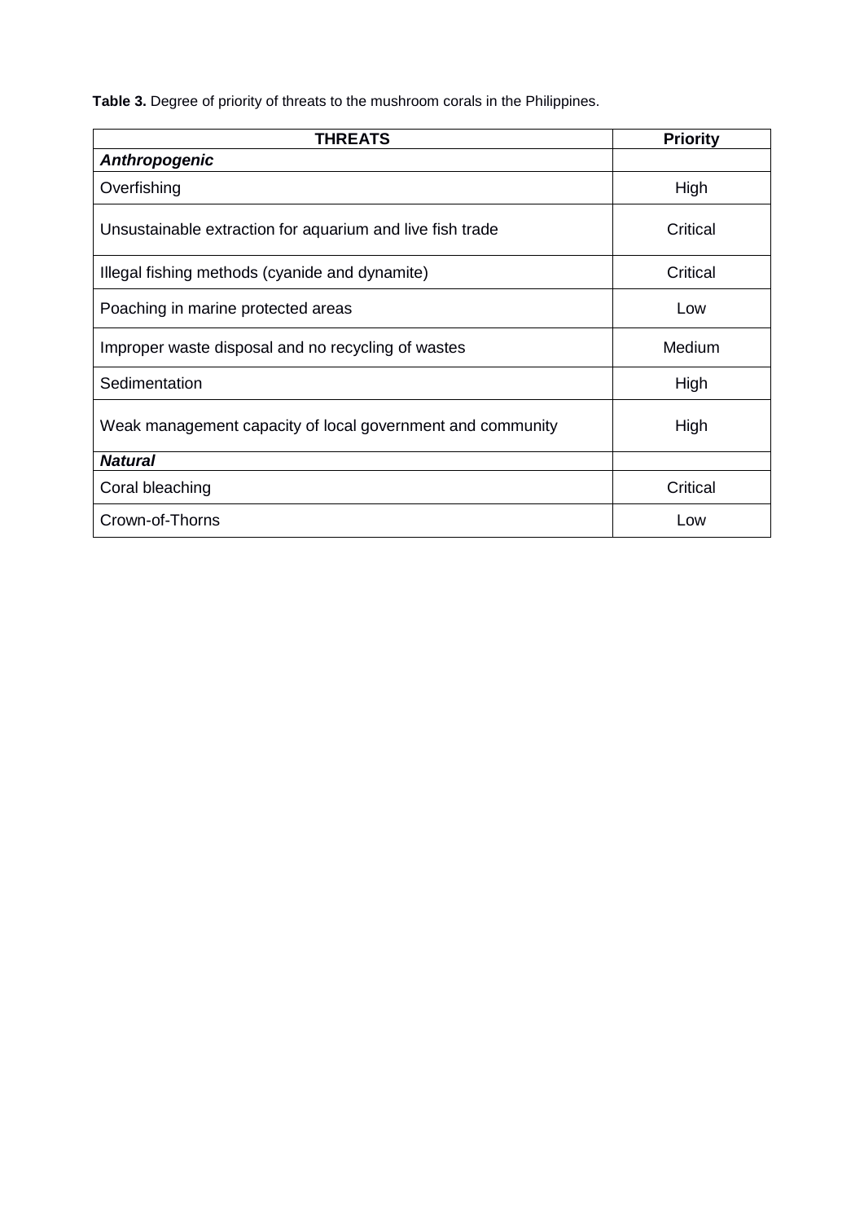**Table 3.** Degree of priority of threats to the mushroom corals in the Philippines.

| THREATS | Priority |
|---|---|
| ***Anthropogenic*** | |
| Overfishing | High |
| Unsustainable extraction for aquarium and live fish trade | Critical |
| Illegal fishing methods (cyanide and dynamite) | Critical |
| Poaching in marine protected areas | Low |
| Improper waste disposal and no recycling of wastes | Medium |
| Sedimentation | High |
| Weak management capacity of local government and community | High |
| ***Natural*** | |
| Coral bleaching | Critical |
| Crown-of-Thorns | Low |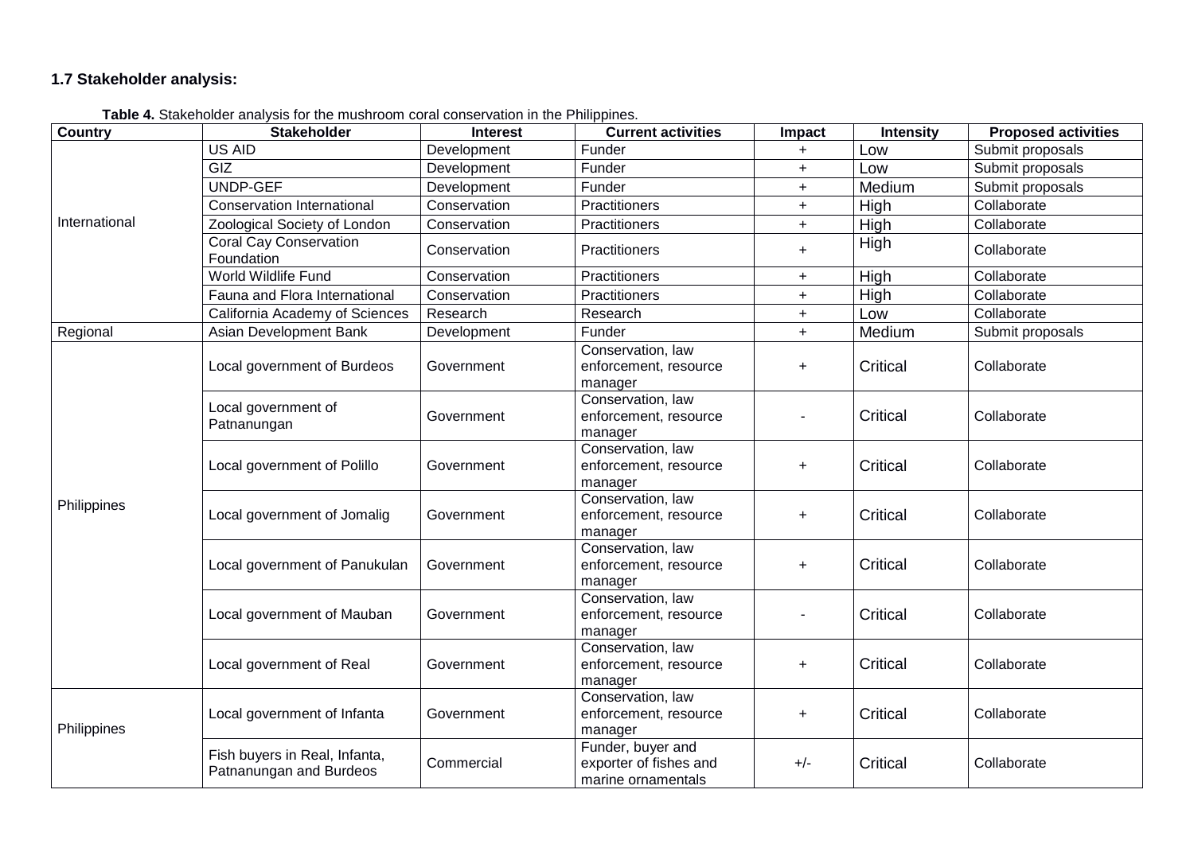### 1.7 Stakeholder analysis:

**Table 4.** Stakeholder analysis for the mushroom coral conservation in the Philippines.

| Country | Stakeholder | Interest | Current activities | Impact | Intensity | Proposed activities |
|---|---|---|---|---|---|---|
| International | US AID | Development | Funder | + | Low | Submit proposals |
| | GIZ | Development | Funder | + | Low | Submit proposals |
| | UNDP-GEF | Development | Funder | + | Medium | Submit proposals |
| | Conservation International | Conservation | Practitioners | + | High | Collaborate |
| | Zoological Society of London | Conservation | Practitioners | + | High | Collaborate |
| | Coral Cay Conservation Foundation | Conservation | Practitioners | + | High | Collaborate |
| | World Wildlife Fund | Conservation | Practitioners | + | High | Collaborate |
| | Fauna and Flora International | Conservation | Practitioners | + | High | Collaborate |
| | California Academy of Sciences | Research | Research | + | Low | Collaborate |
| Regional | Asian Development Bank | Development | Funder | + | Medium | Submit proposals |
| Philippines | Local government of Burdeos | Government | Conservation, law enforcement, resource manager | + | Critical | Collaborate |
| | Local government of Patnanungan | Government | Conservation, law enforcement, resource manager | - | Critical | Collaborate |
| | Local government of Polillo | Government | Conservation, law enforcement, resource manager | + | Critical | Collaborate |
| | Local government of Jomalig | Government | Conservation, law enforcement, resource manager | + | Critical | Collaborate |
| | Local government of Panukulan | Government | Conservation, law enforcement, resource manager | + | Critical | Collaborate |
| | Local government of Mauban | Government | Conservation, law enforcement, resource manager | - | Critical | Collaborate |
| | Local government of Real | Government | Conservation, law enforcement, resource manager | + | Critical | Collaborate |
| Philippines | Local government of Infanta | Government | Conservation, law enforcement, resource manager | + | Critical | Collaborate |
| | Fish buyers in Real, Infanta, Patnanungan and Burdeos | Commercial | Funder, buyer and exporter of fishes and marine ornamentals | +/- | Critical | Collaborate |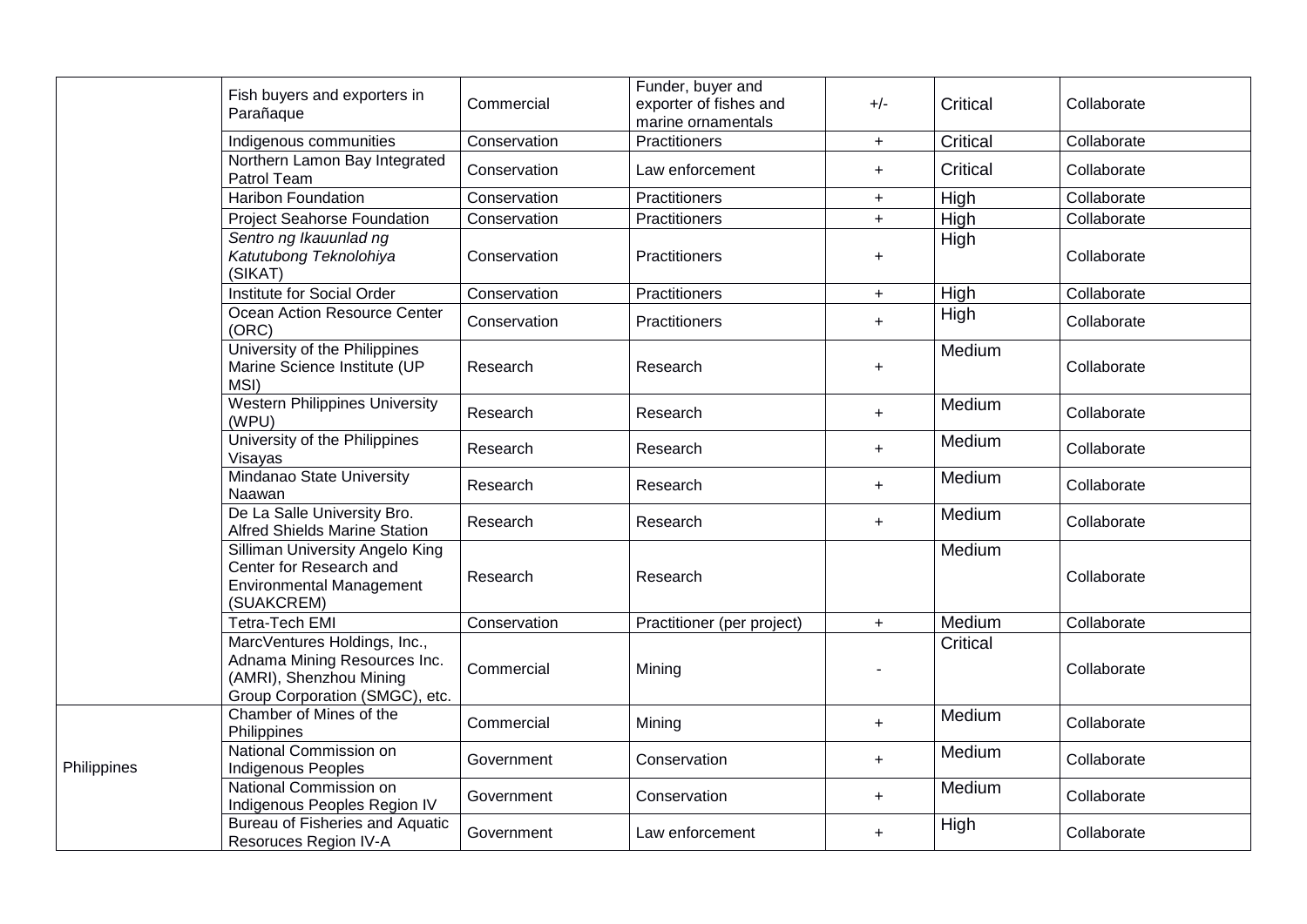| | | | | | | |
|---|---|---|---|---|---|---|
| | Fish buyers and exporters in Parañaque | Commercial | Funder, buyer and exporter of fishes and marine ornamentals | +/- | Critical | Collaborate |
| | Indigenous communities | Conservation | Practitioners | + | Critical | Collaborate |
| | Northern Lamon Bay Integrated Patrol Team | Conservation | Law enforcement | + | Critical | Collaborate |
| | Haribon Foundation | Conservation | Practitioners | + | High | Collaborate |
| | Project Seahorse Foundation | Conservation | Practitioners | + | High | Collaborate |
| | *Sentro ng Ikauunlad ng Katutubong Teknolohiya* (SIKAT) | Conservation | Practitioners | + | High | Collaborate |
| | Institute for Social Order | Conservation | Practitioners | + | High | Collaborate |
| | Ocean Action Resource Center (ORC) | Conservation | Practitioners | + | High | Collaborate |
| | University of the Philippines Marine Science Institute (UP MSI) | Research | Research | + | Medium | Collaborate |
| | Western Philippines University (WPU) | Research | Research | + | Medium | Collaborate |
| | University of the Philippines Visayas | Research | Research | + | Medium | Collaborate |
| | Mindanao State University Naawan | Research | Research | + | Medium | Collaborate |
| | De La Salle University Bro. Alfred Shields Marine Station | Research | Research | + | Medium | Collaborate |
| | Silliman University Angelo King Center for Research and Environmental Management (SUAKCREM) | Research | Research | | Medium | Collaborate |
| | Tetra-Tech EMI | Conservation | Practitioner (per project) | + | Medium | Collaborate |
| | MarcVentures Holdings, Inc., Adnama Mining Resources Inc. (AMRI), Shenzhou Mining Group Corporation (SMGC), etc. | Commercial | Mining | - | Critical | Collaborate |
| Philippines | Chamber of Mines of the Philippines | Commercial | Mining | + | Medium | Collaborate |
| | National Commission on Indigenous Peoples | Government | Conservation | + | Medium | Collaborate |
| | National Commission on Indigenous Peoples Region IV | Government | Conservation | + | Medium | Collaborate |
| | Bureau of Fisheries and Aquatic Resoruces Region IV-A | Government | Law enforcement | + | High | Collaborate |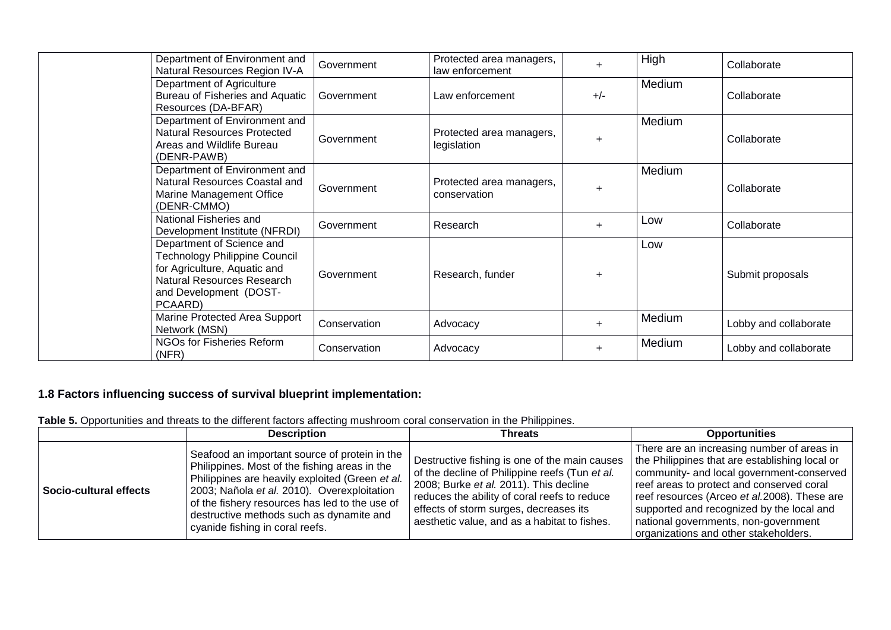| | | | | | | |
|---|---|---|---|---|---|---|
| | Department of Environment and Natural Resources Region IV-A | Government | Protected area managers, law enforcement | + | High | Collaborate |
| | Department of Agriculture Bureau of Fisheries and Aquatic Resources (DA-BFAR) | Government | Law enforcement | +/- | Medium | Collaborate |
| | Department of Environment and Natural Resources Protected Areas and Wildlife Bureau (DENR-PAWB) | Government | Protected area managers, legislation | + | Medium | Collaborate |
| | Department of Environment and Natural Resources Coastal and Marine Management Office (DENR-CMMO) | Government | Protected area managers, conservation | + | Medium | Collaborate |
| | National Fisheries and Development Institute (NFRDI) | Government | Research | + | Low | Collaborate |
| | Department of Science and Technology Philippine Council for Agriculture, Aquatic and Natural Resources Research and Development (DOST-PCAARD) | Government | Research, funder | + | Low | Submit proposals |
| | Marine Protected Area Support Network (MSN) | Conservation | Advocacy | + | Medium | Lobby and collaborate |
| | NGOs for Fisheries Reform (NFR) | Conservation | Advocacy | + | Medium | Lobby and collaborate |

### 1.8 Factors influencing success of survival blueprint implementation:

**Table 5.** Opportunities and threats to the different factors affecting mushroom coral conservation in the Philippines.

| | Description | Threats | Opportunities |
|---|---|---|---|
| **Socio-cultural effects** | Seafood an important source of protein in the Philippines. Most of the fishing areas in the Philippines are heavily exploited (Green *et al.* 2003; Nañola *et al.* 2010). Overexploitation of the fishery resources has led to the use of destructive methods such as dynamite and cyanide fishing in coral reefs. | Destructive fishing is one of the main causes of the decline of Philippine reefs (Tun *et al.* 2008; Burke *et al.* 2011). This decline reduces the ability of coral reefs to reduce effects of storm surges, decreases its aesthetic value, and as a habitat to fishes. | There are an increasing number of areas in the Philippines that are establishing local or community- and local government-conserved reef areas to protect and conserved coral reef resources (Arceo *et al.*2008). These are supported and recognized by the local and national governments, non-government organizations and other stakeholders. |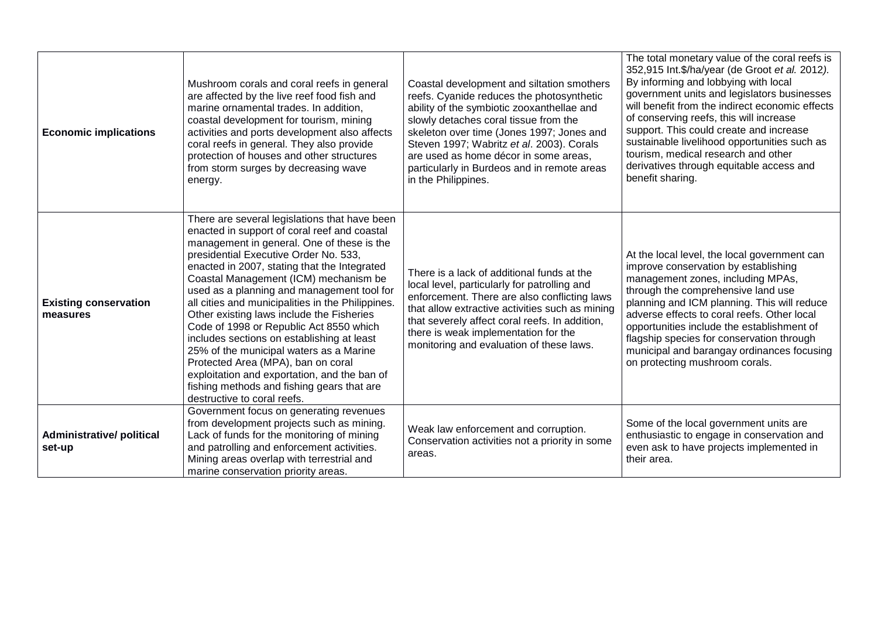| | | | |
|---|---|---|---|
| **Economic implications** | Mushroom corals and coral reefs in general are affected by the live reef food fish and marine ornamental trades. In addition, coastal development for tourism, mining activities and ports development also affects coral reefs in general. They also provide protection of houses and other structures from storm surges by decreasing wave energy. | Coastal development and siltation smothers reefs. Cyanide reduces the photosynthetic ability of the symbiotic zooxanthellae and slowly detaches coral tissue from the skeleton over time (Jones 1997; Jones and Steven 1997; Wabritz *et al*. 2003). Corals are used as home décor in some areas, particularly in Burdeos and in remote areas in the Philippines. | The total monetary value of the coral reefs is 352,915 Int.$/ha/year (de Groot *et al.* 2012*)*. By informing and lobbying with local government units and legislators businesses will benefit from the indirect economic effects of conserving reefs, this will increase support. This could create and increase sustainable livelihood opportunities such as tourism, medical research and other derivatives through equitable access and benefit sharing. |
| **Existing conservation measures** | There are several legislations that have been enacted in support of coral reef and coastal management in general. One of these is the presidential Executive Order No. 533, enacted in 2007, stating that the Integrated Coastal Management (ICM) mechanism be used as a planning and management tool for all cities and municipalities in the Philippines. Other existing laws include the Fisheries Code of 1998 or Republic Act 8550 which includes sections on establishing at least 25% of the municipal waters as a Marine Protected Area (MPA), ban on coral exploitation and exportation, and the ban of fishing methods and fishing gears that are destructive to coral reefs. | There is a lack of additional funds at the local level, particularly for patrolling and enforcement. There are also conflicting laws that allow extractive activities such as mining that severely affect coral reefs. In addition, there is weak implementation for the monitoring and evaluation of these laws. | At the local level, the local government can improve conservation by establishing management zones, including MPAs, through the comprehensive land use planning and ICM planning. This will reduce adverse effects to coral reefs. Other local opportunities include the establishment of flagship species for conservation through municipal and barangay ordinances focusing on protecting mushroom corals. |
| **Administrative/ political set-up** | Government focus on generating revenues from development projects such as mining. Lack of funds for the monitoring of mining and patrolling and enforcement activities. Mining areas overlap with terrestrial and marine conservation priority areas. | Weak law enforcement and corruption. Conservation activities not a priority in some areas. | Some of the local government units are enthusiastic to engage in conservation and even ask to have projects implemented in their area. |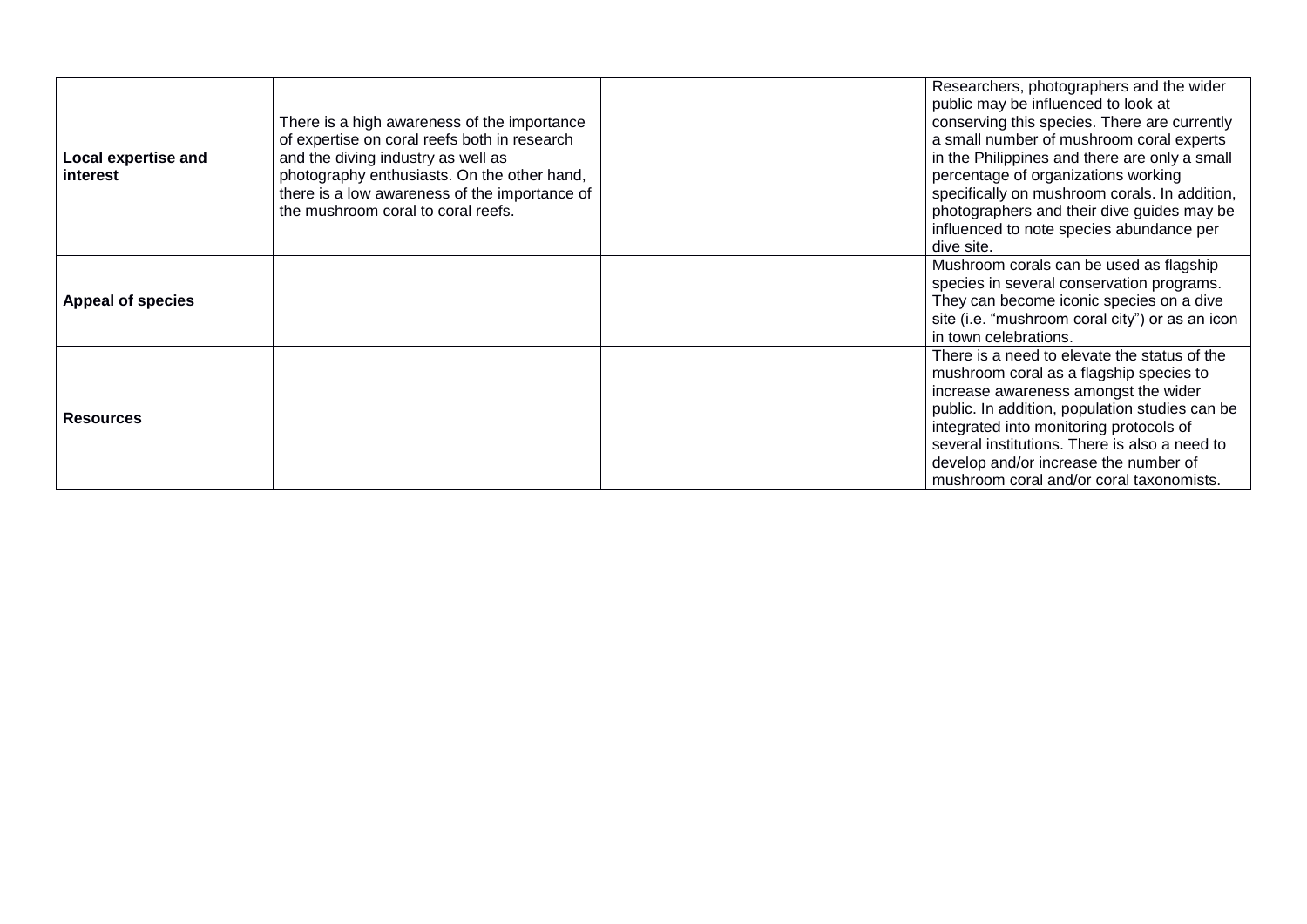| | | | |
|---|---|---|---|
| **Local expertise and interest** | There is a high awareness of the importance of expertise on coral reefs both in research and the diving industry as well as photography enthusiasts. On the other hand, there is a low awareness of the importance of the mushroom coral to coral reefs. | | Researchers, photographers and the wider public may be influenced to look at conserving this species. There are currently a small number of mushroom coral experts in the Philippines and there are only a small percentage of organizations working specifically on mushroom corals. In addition, photographers and their dive guides may be influenced to note species abundance per dive site. |
| **Appeal of species** | | | Mushroom corals can be used as flagship species in several conservation programs. They can become iconic species on a dive site (i.e. "mushroom coral city") or as an icon in town celebrations. |
| **Resources** | | | There is a need to elevate the status of the mushroom coral as a flagship species to increase awareness amongst the wider public. In addition, population studies can be integrated into monitoring protocols of several institutions. There is also a need to develop and/or increase the number of mushroom coral and/or coral taxonomists. |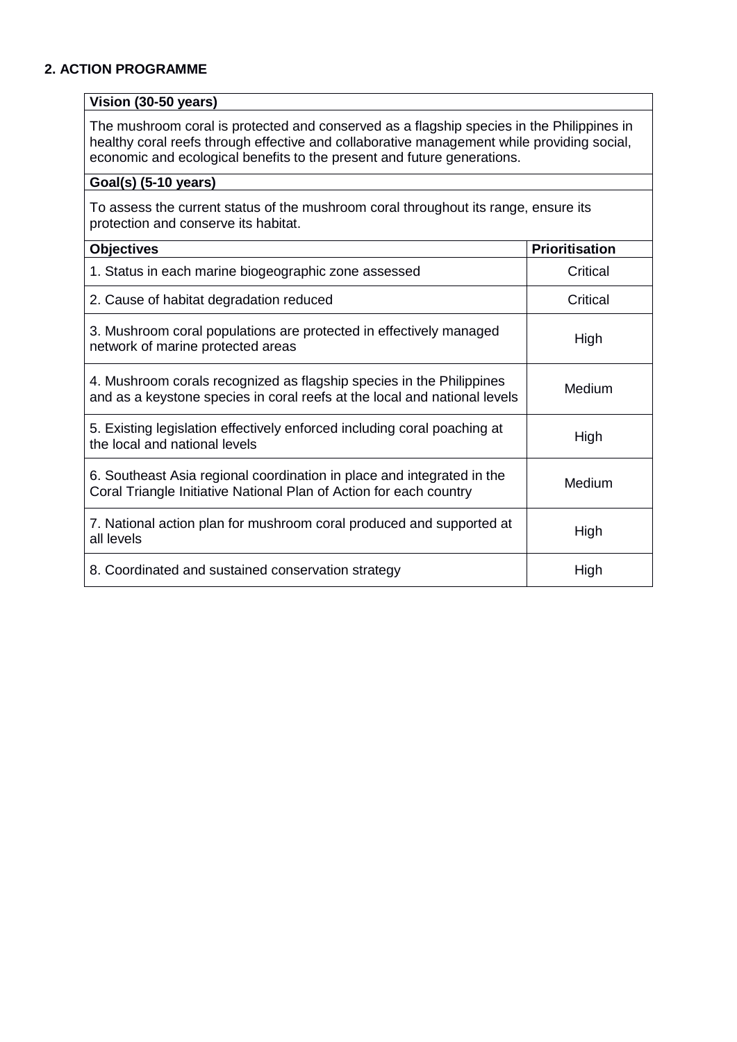## 2. ACTION PROGRAMME

| **Vision (30-50 years)** | |
|---|---|
| The mushroom coral is protected and conserved as a flagship species in the Philippines in healthy coral reefs through effective and collaborative management while providing social, economic and ecological benefits to the present and future generations. | |
| **Goal(s) (5-10 years)** | |
| To assess the current status of the mushroom coral throughout its range, ensure its protection and conserve its habitat. | |
| **Objectives** | **Prioritisation** |
| 1. Status in each marine biogeographic zone assessed | Critical |
| 2. Cause of habitat degradation reduced | Critical |
| 3. Mushroom coral populations are protected in effectively managed network of marine protected areas | High |
| 4. Mushroom corals recognized as flagship species in the Philippines and as a keystone species in coral reefs at the local and national levels | Medium |
| 5. Existing legislation effectively enforced including coral poaching at the local and national levels | High |
| 6. Southeast Asia regional coordination in place and integrated in the Coral Triangle Initiative National Plan of Action for each country | Medium |
| 7. National action plan for mushroom coral produced and supported at all levels | High |
| 8. Coordinated and sustained conservation strategy | High |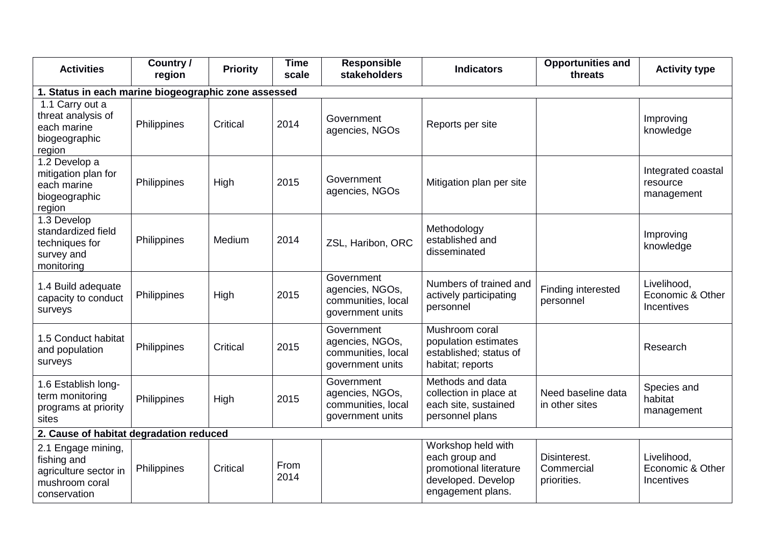| Activities | Country / region | Priority | Time scale | Responsible stakeholders | Indicators | Opportunities and threats | Activity type |
|---|---|---|---|---|---|---|---|
| **1. Status in each marine biogeographic zone assessed** | | | | | | | |
| 1.1 Carry out a threat analysis of each marine biogeographic region | Philippines | Critical | 2014 | Government agencies, NGOs | Reports per site | | Improving knowledge |
| 1.2 Develop a mitigation plan for each marine biogeographic region | Philippines | High | 2015 | Government agencies, NGOs | Mitigation plan per site | | Integrated coastal resource management |
| 1.3 Develop standardized field techniques for survey and monitoring | Philippines | Medium | 2014 | ZSL, Haribon, ORC | Methodology established and disseminated | | Improving knowledge |
| 1.4 Build adequate capacity to conduct surveys | Philippines | High | 2015 | Government agencies, NGOs, communities, local government units | Numbers of trained and actively participating personnel | Finding interested personnel | Livelihood, Economic & Other Incentives |
| 1.5 Conduct habitat and population surveys | Philippines | Critical | 2015 | Government agencies, NGOs, communities, local government units | Mushroom coral population estimates established; status of habitat; reports | | Research |
| 1.6 Establish long-term monitoring programs at priority sites | Philippines | High | 2015 | Government agencies, NGOs, communities, local government units | Methods and data collection in place at each site, sustained personnel plans | Need baseline data in other sites | Species and habitat management |
| **2. Cause of habitat degradation reduced** | | | | | | | |
| 2.1 Engage mining, fishing and agriculture sector in mushroom coral conservation | Philippines | Critical | From 2014 | | Workshop held with each group and promotional literature developed. Develop engagement plans. | Disinterest. Commercial priorities. | Livelihood, Economic & Other Incentives |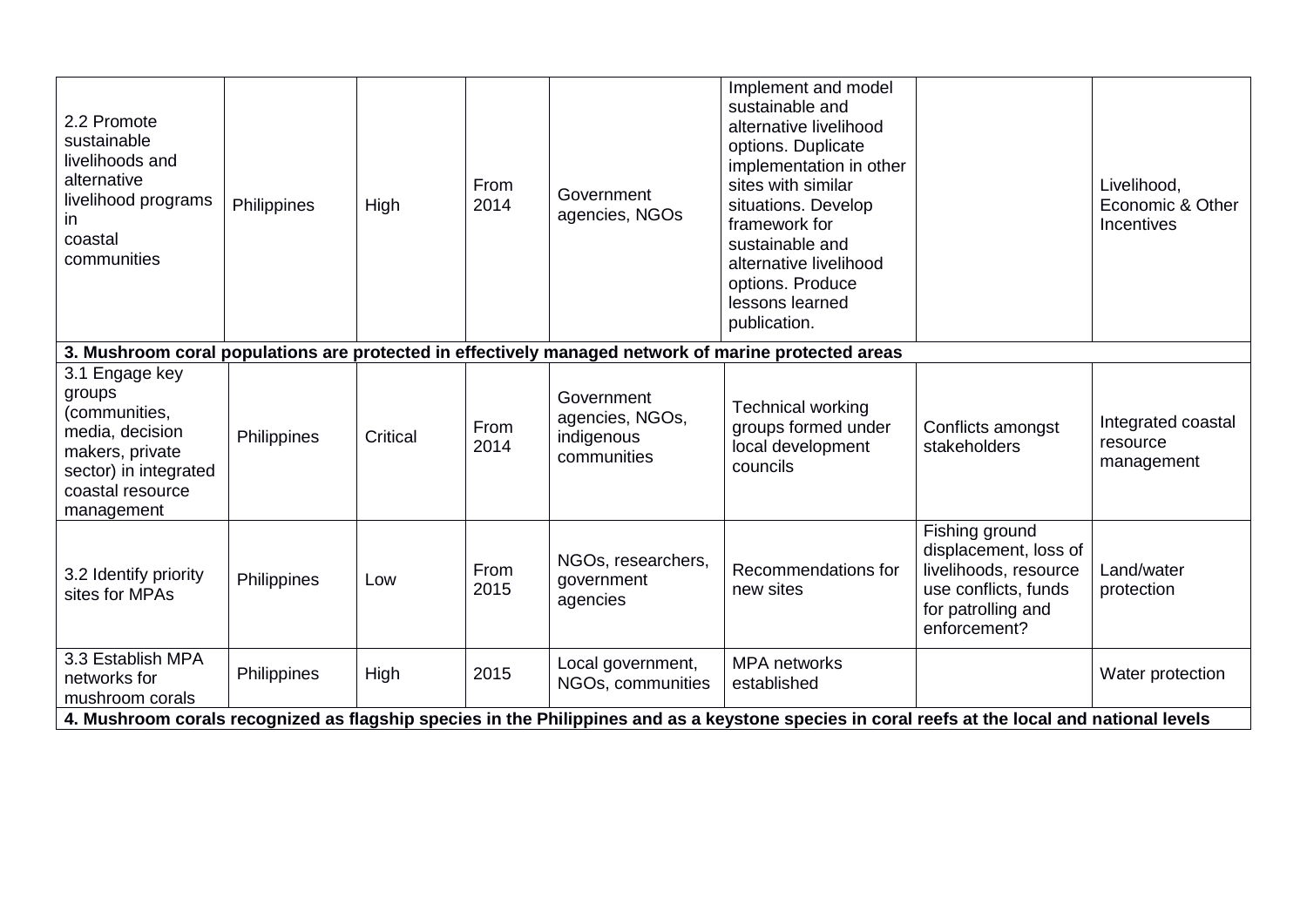| | | | | | | | |
|---|---|---|---|---|---|---|---|
| 2.2 Promote sustainable livelihoods and alternative livelihood programs in coastal communities | Philippines | High | From 2014 | Government agencies, NGOs | Implement and model sustainable and alternative livelihood options. Duplicate implementation in other sites with similar situations. Develop framework for sustainable and alternative livelihood options. Produce lessons learned publication. | | Livelihood, Economic & Other Incentives |
| **3. Mushroom coral populations are protected in effectively managed network of marine protected areas** | | | | | | | |
| 3.1 Engage key groups (communities, media, decision makers, private sector) in integrated coastal resource management | Philippines | Critical | From 2014 | Government agencies, NGOs, indigenous communities | Technical working groups formed under local development councils | Conflicts amongst stakeholders | Integrated coastal resource management |
| 3.2 Identify priority sites for MPAs | Philippines | Low | From 2015 | NGOs, researchers, government agencies | Recommendations for new sites | Fishing ground displacement, loss of livelihoods, resource use conflicts, funds for patrolling and enforcement? | Land/water protection |
| 3.3 Establish MPA networks for mushroom corals | Philippines | High | 2015 | Local government, NGOs, communities | MPA networks established | | Water protection |
| **4. Mushroom corals recognized as flagship species in the Philippines and as a keystone species in coral reefs at the local and national levels** | | | | | | | |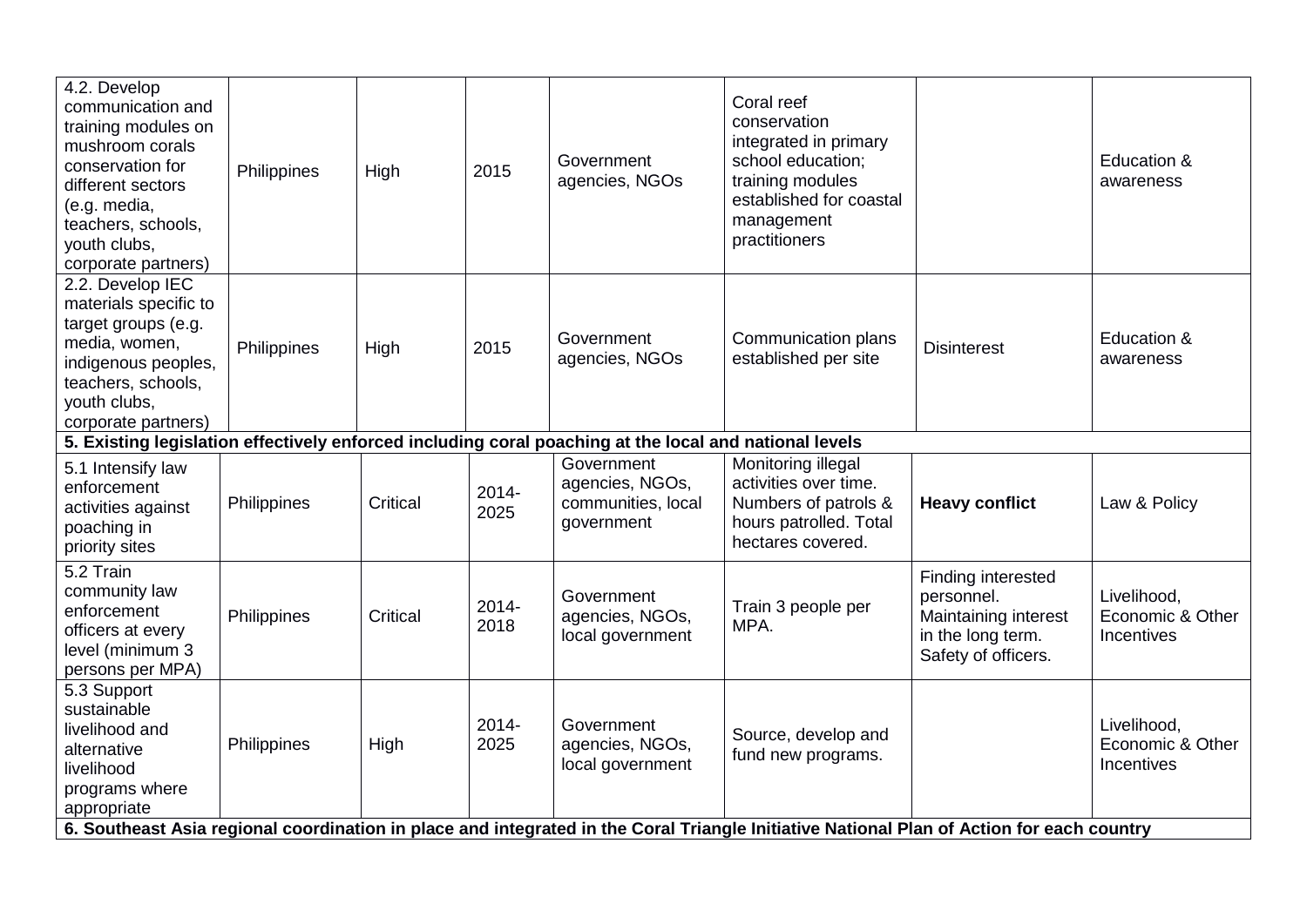| | | | | | | | |
|---|---|---|---|---|---|---|---|
| 4.2. Develop communication and training modules on mushroom corals conservation for different sectors (e.g. media, teachers, schools, youth clubs, corporate partners) | Philippines | High | 2015 | Government agencies, NGOs | Coral reef conservation integrated in primary school education; training modules established for coastal management practitioners | | Education & awareness |
| 2.2. Develop IEC materials specific to target groups (e.g. media, women, indigenous peoples, teachers, schools, youth clubs, corporate partners) | Philippines | High | 2015 | Government agencies, NGOs | Communication plans established per site | Disinterest | Education & awareness |
| **5. Existing legislation effectively enforced including coral poaching at the local and national levels** | | | | | | | |
| 5.1 Intensify law enforcement activities against poaching in priority sites | Philippines | Critical | 2014-2025 | Government agencies, NGOs, communities, local government | Monitoring illegal activities over time. Numbers of patrols & hours patrolled. Total hectares covered. | **Heavy conflict** | Law & Policy |
| 5.2 Train community law enforcement officers at every level (minimum 3 persons per MPA) | Philippines | Critical | 2014-2018 | Government agencies, NGOs, local government | Train 3 people per MPA. | Finding interested personnel. Maintaining interest in the long term. Safety of officers. | Livelihood, Economic & Other Incentives |
| 5.3 Support sustainable livelihood and alternative livelihood programs where appropriate | Philippines | High | 2014-2025 | Government agencies, NGOs, local government | Source, develop and fund new programs. | | Livelihood, Economic & Other Incentives |
| **6. Southeast Asia regional coordination in place and integrated in the Coral Triangle Initiative National Plan of Action for each country** | | | | | | | |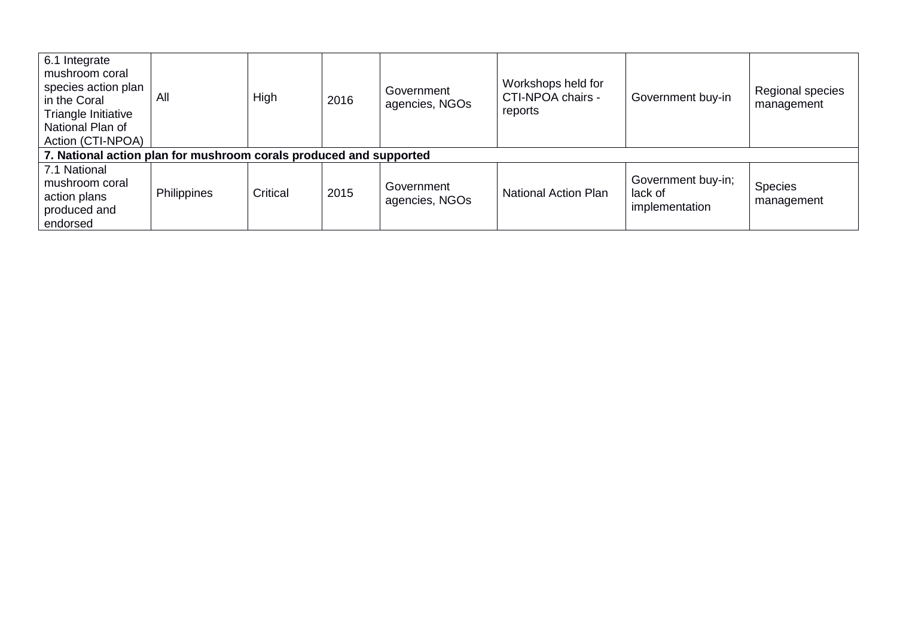| | | | | | | | |
|---|---|---|---|---|---|---|---|
| 6.1 Integrate mushroom coral species action plan in the Coral Triangle Initiative National Plan of Action (CTI-NPOA) | All | High | 2016 | Government agencies, NGOs | Workshops held for CTI-NPOA chairs - reports | Government buy-in | Regional species management |
| **7. National action plan for mushroom corals produced and supported** | | | | | | | |
| 7.1 National mushroom coral action plans produced and endorsed | Philippines | Critical | 2015 | Government agencies, NGOs | National Action Plan | Government buy-in; lack of implementation | Species management |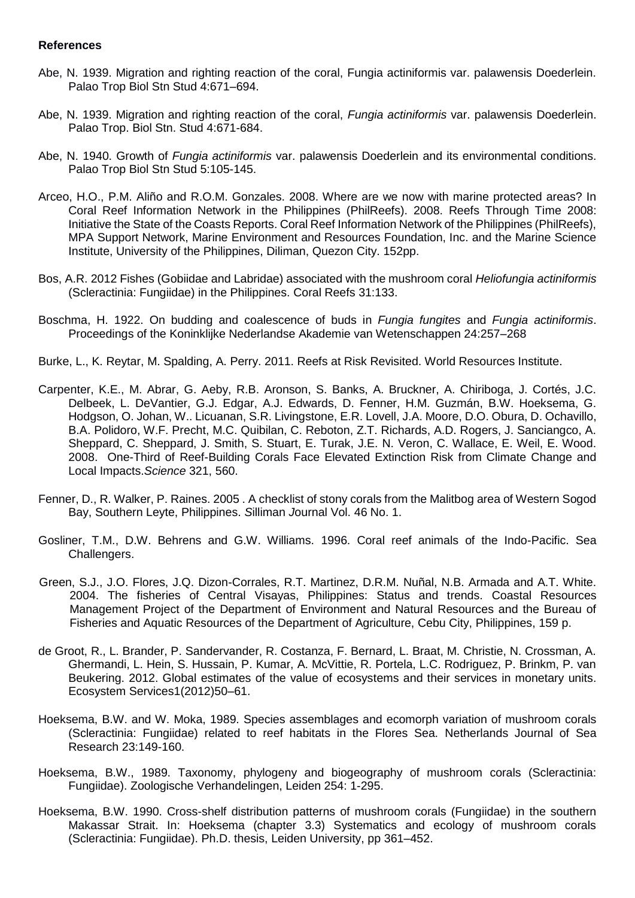**References**

Abe, N. 1939. Migration and righting reaction of the coral, Fungia actiniformis var. palawensis Doederlein. Palao Trop Biol Stn Stud 4:671–694.

Abe, N. 1939. Migration and righting reaction of the coral, *Fungia actiniformis* var. palawensis Doederlein. Palao Trop. Biol Stn. Stud 4:671-684.

Abe, N. 1940. Growth of *Fungia actiniformis* var. palawensis Doederlein and its environmental conditions. Palao Trop Biol Stn Stud 5:105-145.

Arceo, H.O., P.M. Aliño and R.O.M. Gonzales. 2008. Where are we now with marine protected areas? In Coral Reef Information Network in the Philippines (PhilReefs). 2008. Reefs Through Time 2008: Initiative the State of the Coasts Reports. Coral Reef Information Network of the Philippines (PhilReefs), MPA Support Network, Marine Environment and Resources Foundation, Inc. and the Marine Science Institute, University of the Philippines, Diliman, Quezon City. 152pp.

Bos, A.R. 2012 Fishes (Gobiidae and Labridae) associated with the mushroom coral *Heliofungia actiniformis* (Scleractinia: Fungiidae) in the Philippines. Coral Reefs 31:133.

Boschma, H. 1922. On budding and coalescence of buds in *Fungia fungites* and *Fungia actiniformis*. Proceedings of the Koninklijke Nederlandse Akademie van Wetenschappen 24:257–268

Burke, L., K. Reytar, M. Spalding, A. Perry. 2011. Reefs at Risk Revisited. World Resources Institute.

Carpenter, K.E., M. Abrar, G. Aeby, R.B. Aronson, S. Banks, A. Bruckner, A. Chiriboga, J. Cortés, J.C. Delbeek, L. DeVantier, G.J. Edgar, A.J. Edwards, D. Fenner, H.M. Guzmán, B.W. Hoeksema, G. Hodgson, O. Johan, W.. Licuanan, S.R. Livingstone, E.R. Lovell, J.A. Moore, D.O. Obura, D. Ochavillo, B.A. Polidoro, W.F. Precht, M.C. Quibilan, C. Reboton, Z.T. Richards, A.D. Rogers, J. Sanciangco, A. Sheppard, C. Sheppard, J. Smith, S. Stuart, E. Turak, J.E. N. Veron, C. Wallace, E. Weil, E. Wood. 2008. One-Third of Reef-Building Corals Face Elevated Extinction Risk from Climate Change and Local Impacts.*Science* 321, 560.

Fenner, D., R. Walker, P. Raines. 2005 . A checklist of stony corals from the Malitbog area of Western Sogod Bay, Southern Leyte, Philippines. *S*illiman *J*ournal Vol. 46 No. 1.

Gosliner, T.M., D.W. Behrens and G.W. Williams. 1996. Coral reef animals of the Indo-Pacific. Sea Challengers.

Green, S.J., J.O. Flores, J.Q. Dizon-Corrales, R.T. Martinez, D.R.M. Nuñal, N.B. Armada and A.T. White. 2004. The fisheries of Central Visayas, Philippines: Status and trends. Coastal Resources Management Project of the Department of Environment and Natural Resources and the Bureau of Fisheries and Aquatic Resources of the Department of Agriculture, Cebu City, Philippines, 159 p.

de Groot, R., L. Brander, P. Sandervander, R. Costanza, F. Bernard, L. Braat, M. Christie, N. Crossman, A. Ghermandi, L. Hein, S. Hussain, P. Kumar, A. McVittie, R. Portela, L.C. Rodriguez, P. Brinkm, P. van Beukering. 2012. Global estimates of the value of ecosystems and their services in monetary units. Ecosystem Services1(2012)50–61.

Hoeksema, B.W. and W. Moka, 1989. Species assemblages and ecomorph variation of mushroom corals (Scleractinia: Fungiidae) related to reef habitats in the Flores Sea. Netherlands Journal of Sea Research 23:149-160.

Hoeksema, B.W., 1989. Taxonomy, phylogeny and biogeography of mushroom corals (Scleractinia: Fungiidae). Zoologische Verhandelingen, Leiden 254: 1-295.

Hoeksema, B.W. 1990. Cross-shelf distribution patterns of mushroom corals (Fungiidae) in the southern Makassar Strait. In: Hoeksema (chapter 3.3) Systematics and ecology of mushroom corals (Scleractinia: Fungiidae). Ph.D. thesis, Leiden University, pp 361–452.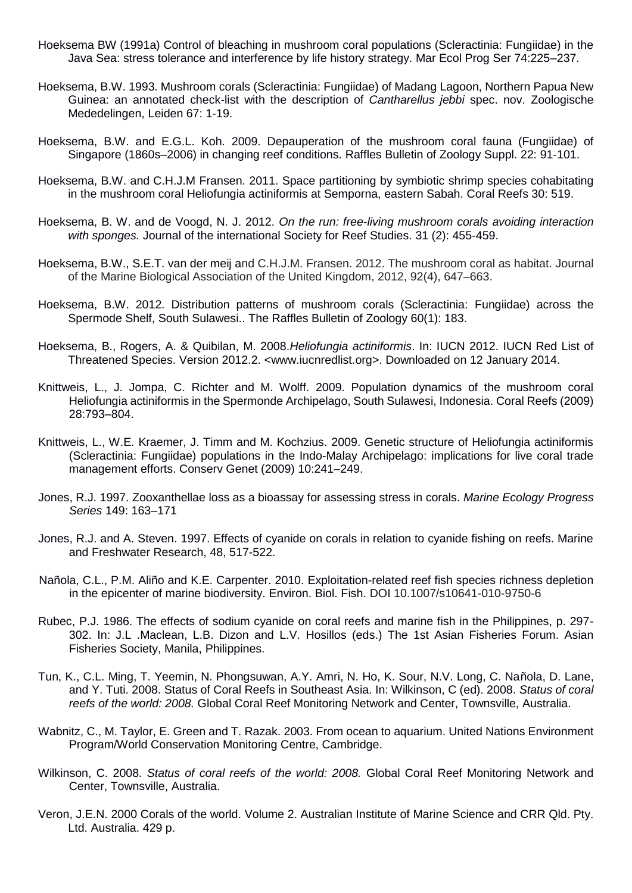Hoeksema BW (1991a) Control of bleaching in mushroom coral populations (Scleractinia: Fungiidae) in the Java Sea: stress tolerance and interference by life history strategy. Mar Ecol Prog Ser 74:225–237.

Hoeksema, B.W. 1993. Mushroom corals (Scleractinia: Fungiidae) of Madang Lagoon, Northern Papua New Guinea: an annotated check-list with the description of *Cantharellus jebbi* spec. nov. Zoologische Mededelingen, Leiden 67: 1-19.

Hoeksema, B.W. and E.G.L. Koh. 2009. Depauperation of the mushroom coral fauna (Fungiidae) of Singapore (1860s–2006) in changing reef conditions. Raffles Bulletin of Zoology Suppl. 22: 91-101.

Hoeksema, B.W. and C.H.J.M Fransen. 2011. Space partitioning by symbiotic shrimp species cohabitating in the mushroom coral Heliofungia actiniformis at Semporna, eastern Sabah. Coral Reefs 30: 519.

Hoeksema, B. W. and de Voogd, N. J. 2012. *On the run: free-living mushroom corals avoiding interaction with sponges.* Journal of the international Society for Reef Studies. 31 (2): 455-459.

Hoeksema, B.W., S.E.T. van der meij and C.H.J.M. Fransen. 2012. The mushroom coral as habitat. Journal of the Marine Biological Association of the United Kingdom, 2012, 92(4), 647–663.

Hoeksema, B.W. 2012. Distribution patterns of mushroom corals (Scleractinia: Fungiidae) across the Spermode Shelf, South Sulawesi.. The Raffles Bulletin of Zoology 60(1): 183.

Hoeksema, B., Rogers, A. & Quibilan, M. 2008.*Heliofungia actiniformis*. In: IUCN 2012. IUCN Red List of Threatened Species. Version 2012.2. <www.iucnredlist.org>. Downloaded on 12 January 2014.

Knittweis, L., J. Jompa, C. Richter and M. Wolff. 2009. Population dynamics of the mushroom coral Heliofungia actiniformis in the Spermonde Archipelago, South Sulawesi, Indonesia. Coral Reefs (2009) 28:793–804.

Knittweis, L., W.E. Kraemer, J. Timm and M. Kochzius. 2009. Genetic structure of Heliofungia actiniformis (Scleractinia: Fungiidae) populations in the Indo-Malay Archipelago: implications for live coral trade management efforts. Conserv Genet (2009) 10:241–249.

Jones, R.J. 1997. Zooxanthellae loss as a bioassay for assessing stress in corals. *Marine Ecology Progress Series* 149: 163–171

Jones, R.J. and A. Steven. 1997. Effects of cyanide on corals in relation to cyanide fishing on reefs. Marine and Freshwater Research, 48, 517-522.

Nañola, C.L., P.M. Aliño and K.E. Carpenter. 2010. Exploitation-related reef fish species richness depletion in the epicenter of marine biodiversity. Environ. Biol. Fish. DOI 10.1007/s10641-010-9750-6

Rubec, P.J. 1986. The effects of sodium cyanide on coral reefs and marine fish in the Philippines, p. 297-302. In: J.L .Maclean, L.B. Dizon and L.V. Hosillos (eds.) The 1st Asian Fisheries Forum. Asian Fisheries Society, Manila, Philippines.

Tun, K., C.L. Ming, T. Yeemin, N. Phongsuwan, A.Y. Amri, N. Ho, K. Sour, N.V. Long, C. Nañola, D. Lane, and Y. Tuti. 2008. Status of Coral Reefs in Southeast Asia. In: Wilkinson, C (ed). 2008. *Status of coral reefs of the world: 2008.* Global Coral Reef Monitoring Network and Center, Townsville, Australia.

Wabnitz, C., M. Taylor, E. Green and T. Razak. 2003. From ocean to aquarium. United Nations Environment Program/World Conservation Monitoring Centre, Cambridge.

Wilkinson, C. 2008. *Status of coral reefs of the world: 2008.* Global Coral Reef Monitoring Network and Center, Townsville, Australia.

Veron, J.E.N. 2000 Corals of the world. Volume 2. Australian Institute of Marine Science and CRR Qld. Pty. Ltd. Australia. 429 p.